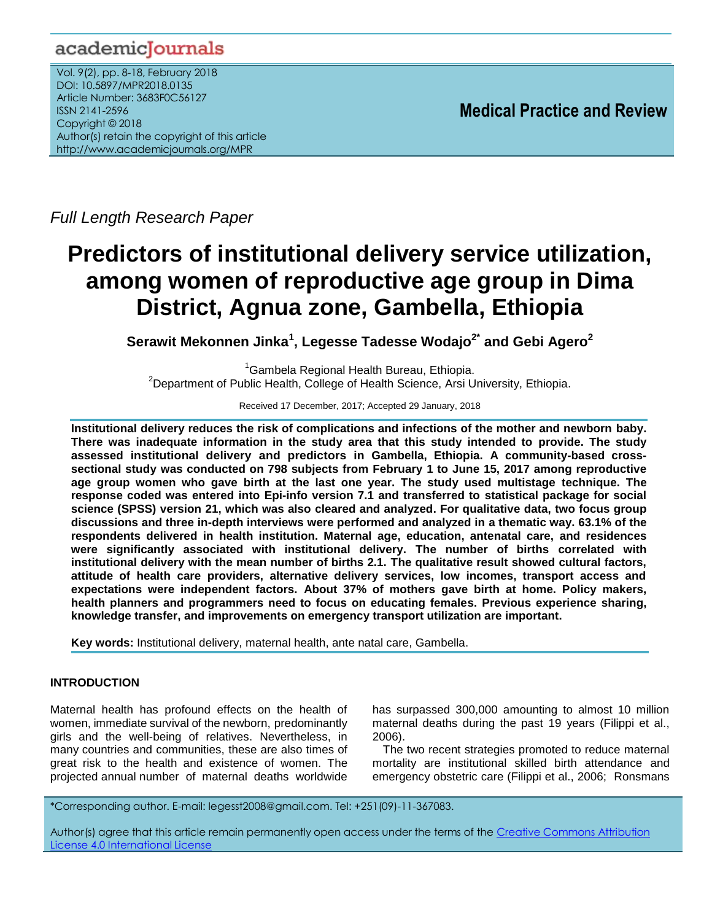Full Length Research Paper

# Predictors of institutional delivery service utilization, among women of reproductive age group in Dima District, Agnua zone, Gambella, Ethiopia

**Serawit Mekonnen Jinka[1], Legesse Tadesse Wodajo[2*] and Gebi Agero[2]**

[1]Gambela Regional Health Bureau, Ethiopia.
[2]Department of Public Health, College of Health Science, Arsi University, Ethiopia.

Received 17 December, 2017; Accepted 29 January, 2018

**Institutional delivery reduces the risk of complications and infections of the mother and newborn baby. There was inadequate information in the study area that this study intended to provide. The study assessed institutional delivery and predictors in Gambella, Ethiopia. A community-based cross-sectional study was conducted on 798 subjects from February 1 to June 15, 2017 among reproductive age group women who gave birth at the last one year. The study used multistage technique. The response coded was entered into Epi-info version 7.1 and transferred to statistical package for social science (SPSS) version 21, which was also cleared and analyzed. For qualitative data, two focus group discussions and three in-depth interviews were performed and analyzed in a thematic way. 63.1% of the respondents delivered in health institution. Maternal age, education, antenatal care, and residences were significantly associated with institutional delivery. The number of births correlated with institutional delivery with the mean number of births 2.1. The qualitative result showed cultural factors, attitude of health care providers, alternative delivery services, low incomes, transport access and expectations were independent factors. About 37% of mothers gave birth at home. Policy makers, health planners and programmers need to focus on educating females. Previous experience sharing, knowledge transfer, and improvements on emergency transport utilization are important.**

**Key words:** Institutional delivery, maternal health, ante natal care, Gambella.

## INTRODUCTION

Maternal health has profound effects on the health of women, immediate survival of the newborn, predominantly girls and the well-being of relatives. Nevertheless, in many countries and communities, these are also times of great risk to the health and existence of women. The projected annual number of maternal deaths worldwide has surpassed 300,000 amounting to almost 10 million maternal deaths during the past 19 years (Filippi et al., 2006).

The two recent strategies promoted to reduce maternal mortality are institutional skilled birth attendance and emergency obstetric care (Filippi et al., 2006; Ronsmans

*Corresponding author. E-mail: legesst2008@gmail.com. Tel: +251(09)-11-367083.

Author(s) agree that this article remain permanently open access under the terms of the Creative Commons Attribution License 4.0 International License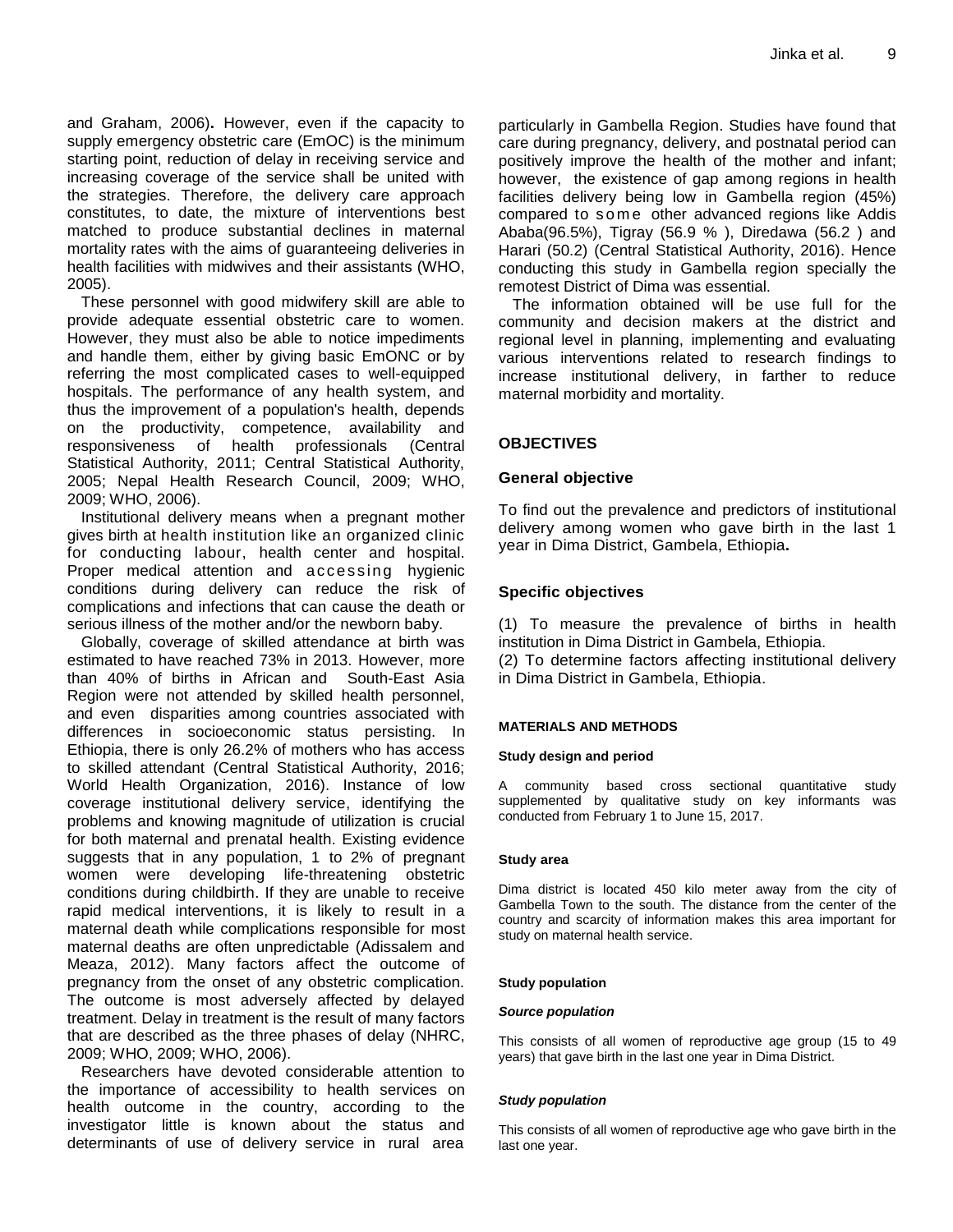and Graham, 2006)**.** However, even if the capacity to supply emergency obstetric care (EmOC) is the minimum starting point, reduction of delay in receiving service and increasing coverage of the service shall be united with the strategies. Therefore, the delivery care approach constitutes, to date, the mixture of interventions best matched to produce substantial declines in maternal mortality rates with the aims of guaranteeing deliveries in health facilities with midwives and their assistants (WHO, 2005).

These personnel with good midwifery skill are able to provide adequate essential obstetric care to women. However, they must also be able to notice impediments and handle them, either by giving basic EmONC or by referring the most complicated cases to well-equipped hospitals. The performance of any health system, and thus the improvement of a population's health, depends on the productivity, competence, availability and responsiveness of health professionals (Central Statistical Authority, 2011; Central Statistical Authority, 2005; Nepal Health Research Council, 2009; WHO, 2009; WHO, 2006).

Institutional delivery means when a pregnant mother gives birth at health institution like an organized clinic for conducting labour, health center and hospital. Proper medical attention and accessing hygienic conditions during delivery can reduce the risk of complications and infections that can cause the death or serious illness of the mother and/or the newborn baby.

Globally, coverage of skilled attendance at birth was estimated to have reached 73% in 2013. However, more than 40% of births in African and South-East Asia Region were not attended by skilled health personnel, and even disparities among countries associated with differences in socioeconomic status persisting. In Ethiopia, there is only 26.2% of mothers who has access to skilled attendant (Central Statistical Authority, 2016; World Health Organization, 2016). Instance of low coverage institutional delivery service, identifying the problems and knowing magnitude of utilization is crucial for both maternal and prenatal health. Existing evidence suggests that in any population, 1 to 2% of pregnant women were developing life-threatening obstetric conditions during childbirth. If they are unable to receive rapid medical interventions, it is likely to result in a maternal death while complications responsible for most maternal deaths are often unpredictable (Adissalem and Meaza, 2012). Many factors affect the outcome of pregnancy from the onset of any obstetric complication. The outcome is most adversely affected by delayed treatment. Delay in treatment is the result of many factors that are described as the three phases of delay (NHRC, 2009; WHO, 2009; WHO, 2006).

Researchers have devoted considerable attention to the importance of accessibility to health services on health outcome in the country, according to the investigator little is known about the status and determinants of use of delivery service in rural area particularly in Gambella Region. Studies have found that care during pregnancy, delivery, and postnatal period can positively improve the health of the mother and infant; however, the existence of gap among regions in health facilities delivery being low in Gambella region (45%) compared to some other advanced regions like Addis Ababa(96.5%), Tigray (56.9 % ), Diredawa (56.2 ) and Harari (50.2) (Central Statistical Authority, 2016). Hence conducting this study in Gambella region specially the remotest District of Dima was essential.

The information obtained will be use full for the community and decision makers at the district and regional level in planning, implementing and evaluating various interventions related to research findings to increase institutional delivery, in farther to reduce maternal morbidity and mortality.

## OBJECTIVES

### General objective

To find out the prevalence and predictors of institutional delivery among women who gave birth in the last 1 year in Dima District, Gambela, Ethiopia**.**

### Specific objectives

(1) To measure the prevalence of births in health institution in Dima District in Gambela, Ethiopia.
(2) To determine factors affecting institutional delivery in Dima District in Gambela, Ethiopia.

## MATERIALS AND METHODS

### Study design and period

A community based cross sectional quantitative study supplemented by qualitative study on key informants was conducted from February 1 to June 15, 2017.

### Study area

Dima district is located 450 kilo meter away from the city of Gambella Town to the south. The distance from the center of the country and scarcity of information makes this area important for study on maternal health service.

### Study population

#### *Source population*

This consists of all women of reproductive age group (15 to 49 years) that gave birth in the last one year in Dima District.

#### *Study population*

This consists of all women of reproductive age who gave birth in the last one year.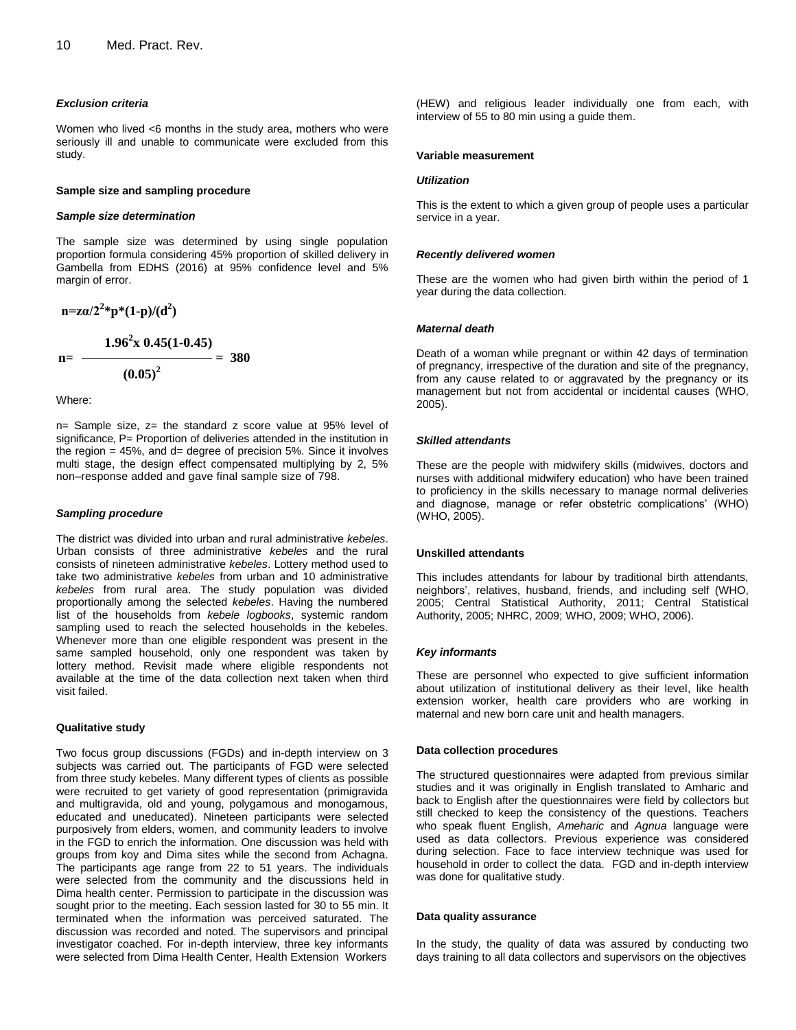#### *Exclusion criteria*

Women who lived <6 months in the study area, mothers who were seriously ill and unable to communicate were excluded from this study.

### Sample size and sampling procedure

#### *Sample size determination*

The sample size was determined by using single population proportion formula considering 45% proportion of skilled delivery in Gambella from EDHS (2016) at 95% confidence level and 5% margin of error.

$$n = z\alpha/2^2 * p * (1-p)/(d^2)$$

$$n = \frac{1.96^2 x\ 0.45(1-0.45)}{(0.05)^2} = 380$$

Where:

n= Sample size, z= the standard z score value at 95% level of significance, P= Proportion of deliveries attended in the institution in the region = 45%, and d= degree of precision 5%. Since it involves multi stage, the design effect compensated multiplying by 2, 5% non–response added and gave final sample size of 798.

#### *Sampling procedure*

The district was divided into urban and rural administrative *kebeles*. Urban consists of three administrative *kebeles* and the rural consists of nineteen administrative *kebeles*. Lottery method used to take two administrative *kebeles* from urban and 10 administrative *kebeles* from rural area. The study population was divided proportionally among the selected *kebeles*. Having the numbered list of the households from *kebele logbooks*, systemic random sampling used to reach the selected households in the kebeles. Whenever more than one eligible respondent was present in the same sampled household, only one respondent was taken by lottery method. Revisit made where eligible respondents not available at the time of the data collection next taken when third visit failed.

### Qualitative study

Two focus group discussions (FGDs) and in-depth interview on 3 subjects was carried out. The participants of FGD were selected from three study kebeles. Many different types of clients as possible were recruited to get variety of good representation (primigravida and multigravida, old and young, polygamous and monogamous, educated and uneducated). Nineteen participants were selected purposively from elders, women, and community leaders to involve in the FGD to enrich the information. One discussion was held with groups from koy and Dima sites while the second from Achagna. The participants age range from 22 to 51 years. The individuals were selected from the community and the discussions held in Dima health center. Permission to participate in the discussion was sought prior to the meeting. Each session lasted for 30 to 55 min. It terminated when the information was perceived saturated. The discussion was recorded and noted. The supervisors and principal investigator coached. For in-depth interview, three key informants were selected from Dima Health Center, Health Extension Workers (HEW) and religious leader individually one from each, with interview of 55 to 80 min using a guide them.

### Variable measurement

#### *Utilization*

This is the extent to which a given group of people uses a particular service in a year.

#### *Recently delivered women*

These are the women who had given birth within the period of 1 year during the data collection.

#### *Maternal death*

Death of a woman while pregnant or within 42 days of termination of pregnancy, irrespective of the duration and site of the pregnancy, from any cause related to or aggravated by the pregnancy or its management but not from accidental or incidental causes (WHO, 2005).

#### *Skilled attendants*

These are the people with midwifery skills (midwives, doctors and nurses with additional midwifery education) who have been trained to proficiency in the skills necessary to manage normal deliveries and diagnose, manage or refer obstetric complications' (WHO) (WHO, 2005).

### Unskilled attendants

This includes attendants for labour by traditional birth attendants, neighbors', relatives, husband, friends, and including self (WHO, 2005; Central Statistical Authority, 2011; Central Statistical Authority, 2005; NHRC, 2009; WHO, 2009; WHO, 2006).

#### *Key informants*

These are personnel who expected to give sufficient information about utilization of institutional delivery as their level, like health extension worker, health care providers who are working in maternal and new born care unit and health managers.

### Data collection procedures

The structured questionnaires were adapted from previous similar studies and it was originally in English translated to Amharic and back to English after the questionnaires were field by collectors but still checked to keep the consistency of the questions. Teachers who speak fluent English, *Ameharic* and *Agnua* language were used as data collectors. Previous experience was considered during selection. Face to face interview technique was used for household in order to collect the data. FGD and in-depth interview was done for qualitative study.

### Data quality assurance

In the study, the quality of data was assured by conducting two days training to all data collectors and supervisors on the objectives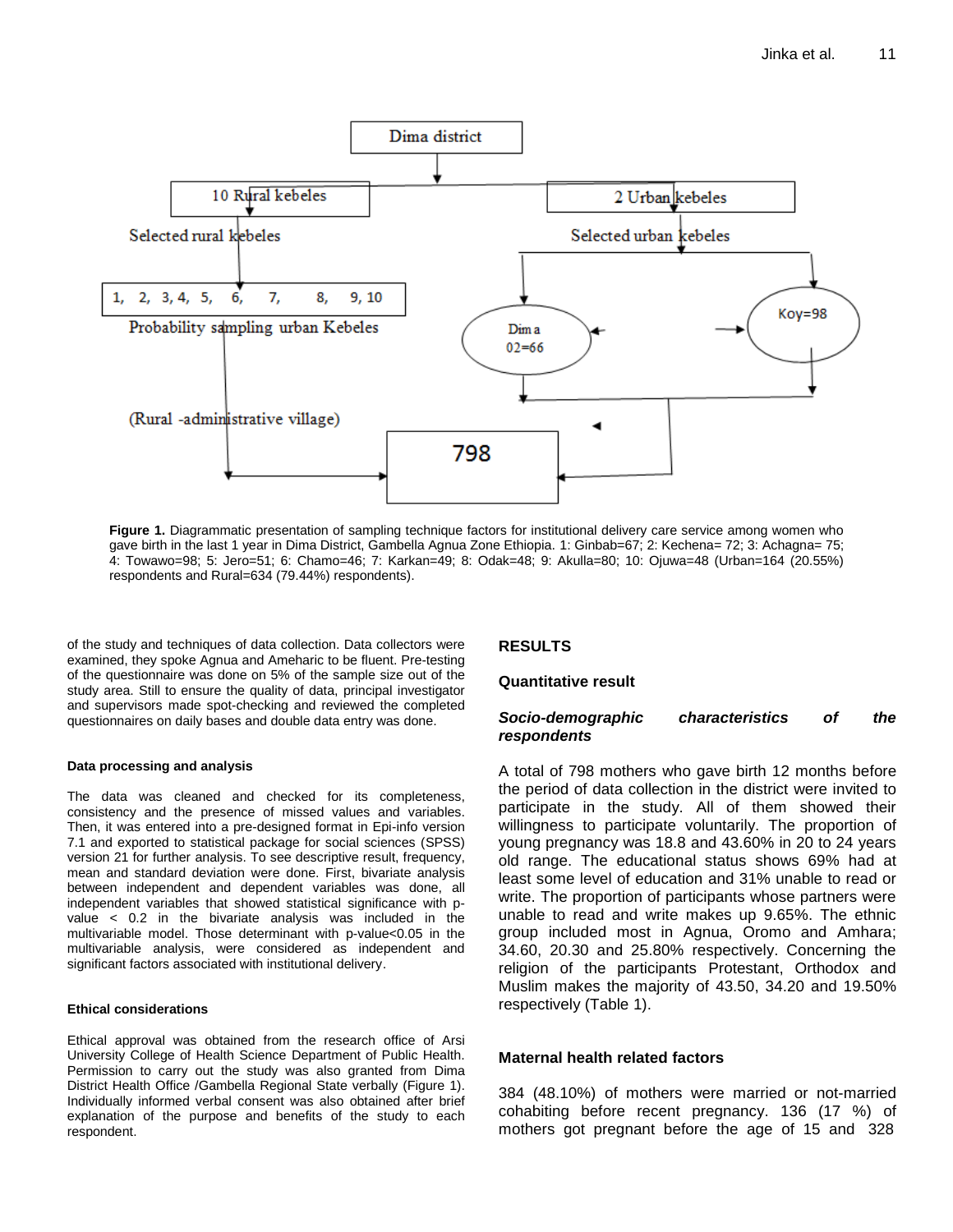Dima district

10 Rural kebeles

2 Urban kebeles

Selected rural kebeles

Selected urban kebeles

1, 2, 3, 4, 5, 6, 7, 8, 9, 10

Probability sampling urban Kebeles

Dima 02=66

Koy=98

(Rural -administrative village)

798

**Figure 1.** Diagrammatic presentation of sampling technique factors for institutional delivery care service among women who gave birth in the last 1 year in Dima District, Gambella Agnua Zone Ethiopia. 1: Ginbab=67; 2: Kechena= 72; 3: Achagna= 75; 4: Towawo=98; 5: Jero=51; 6: Chamo=46; 7: Karkan=49; 8: Odak=48; 9: Akulla=80; 10: Ojuwa=48 (Urban=164 (20.55%) respondents and Rural=634 (79.44%) respondents).

of the study and techniques of data collection. Data collectors were examined, they spoke Agnua and Ameharic to be fluent. Pre-testing of the questionnaire was done on 5% of the sample size out of the study area. Still to ensure the quality of data, principal investigator and supervisors made spot-checking and reviewed the completed questionnaires on daily bases and double data entry was done.

### Data processing and analysis

The data was cleaned and checked for its completeness, consistency and the presence of missed values and variables. Then, it was entered into a pre-designed format in Epi-info version 7.1 and exported to statistical package for social sciences (SPSS) version 21 for further analysis. To see descriptive result, frequency, mean and standard deviation were done. First, bivariate analysis between independent and dependent variables was done, all independent variables that showed statistical significance with p-value < 0.2 in the bivariate analysis was included in the multivariable model. Those determinant with p-value<0.05 in the multivariable analysis, were considered as independent and significant factors associated with institutional delivery.

### Ethical considerations

Ethical approval was obtained from the research office of Arsi University College of Health Science Department of Public Health. Permission to carry out the study was also granted from Dima District Health Office /Gambella Regional State verbally (Figure 1). Individually informed verbal consent was also obtained after brief explanation of the purpose and benefits of the study to each respondent.

## RESULTS

### Quantitative result

#### *Socio-demographic characteristics of the respondents*

A total of 798 mothers who gave birth 12 months before the period of data collection in the district were invited to participate in the study. All of them showed their willingness to participate voluntarily. The proportion of young pregnancy was 18.8 and 43.60% in 20 to 24 years old range. The educational status shows 69% had at least some level of education and 31% unable to read or write. The proportion of participants whose partners were unable to read and write makes up 9.65%. The ethnic group included most in Agnua, Oromo and Amhara; 34.60, 20.30 and 25.80% respectively. Concerning the religion of the participants Protestant, Orthodox and Muslim makes the majority of 43.50, 34.20 and 19.50% respectively (Table 1).

### Maternal health related factors

384 (48.10%) of mothers were married or not-married cohabiting before recent pregnancy. 136 (17 %) of mothers got pregnant before the age of 15 and 328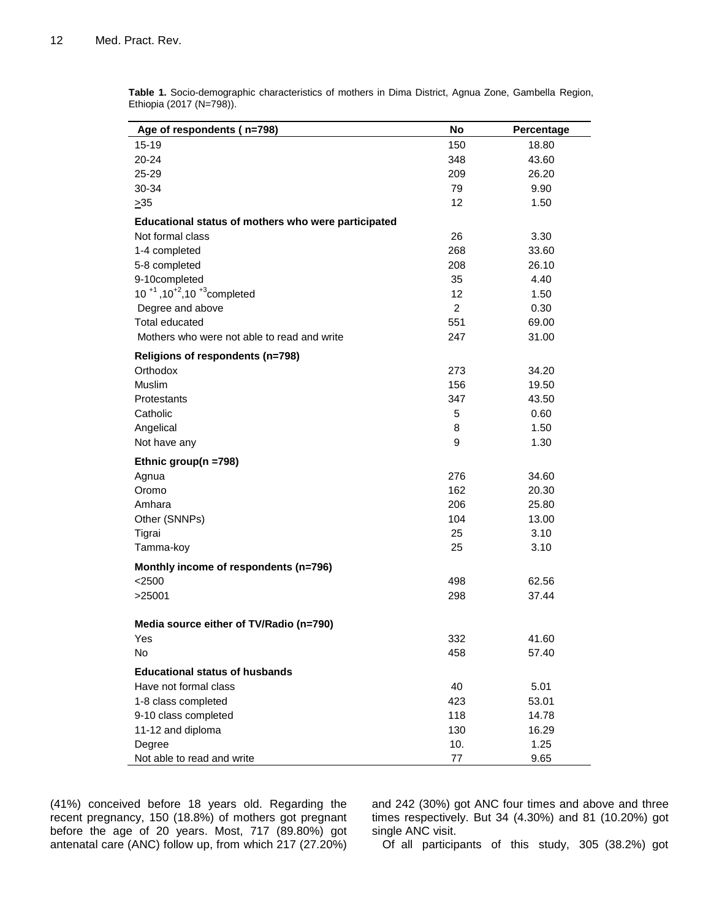**Table 1.** Socio-demographic characteristics of mothers in Dima District, Agnua Zone, Gambella Region, Ethiopia (2017 (N=798)).

| Age of respondents ( n=798) | No | Percentage |
|---|---|---|
| 15-19 | 150 | 18.80 |
| 20-24 | 348 | 43.60 |
| 25-29 | 209 | 26.20 |
| 30-34 | 79 | 9.90 |
| $\geq$35 | 12 | 1.50 |
| **Educational status of mothers who were participated** | | |
| Not formal class | 26 | 3.30 |
| 1-4 completed | 268 | 33.60 |
| 5-8 completed | 208 | 26.10 |
| 9-10completed | 35 | 4.40 |
| $10^{+1}$, $10^{+2}$, $10^{+3}$completed | 12 | 1.50 |
| Degree and above | 2 | 0.30 |
| Total educated | 551 | 69.00 |
| Mothers who were not able to read and write | 247 | 31.00 |
| **Religions of respondents (n=798)** | | |
| Orthodox | 273 | 34.20 |
| Muslim | 156 | 19.50 |
| Protestants | 347 | 43.50 |
| Catholic | 5 | 0.60 |
| Angelical | 8 | 1.50 |
| Not have any | 9 | 1.30 |
| **Ethnic group(n =798)** | | |
| Agnua | 276 | 34.60 |
| Oromo | 162 | 20.30 |
| Amhara | 206 | 25.80 |
| Other (SNNPs) | 104 | 13.00 |
| Tigrai | 25 | 3.10 |
| Tamma-koy | 25 | 3.10 |
| **Monthly income of respondents (n=796)** | | |
| <2500 | 498 | 62.56 |
| >25001 | 298 | 37.44 |
| **Media source either of TV/Radio (n=790)** | | |
| Yes | 332 | 41.60 |
| No | 458 | 57.40 |
| **Educational status of husbands** | | |
| Have not formal class | 40 | 5.01 |
| 1-8 class completed | 423 | 53.01 |
| 9-10 class completed | 118 | 14.78 |
| 11-12 and diploma | 130 | 16.29 |
| Degree | 10. | 1.25 |
| Not able to read and write | 77 | 9.65 |

(41%) conceived before 18 years old. Regarding the recent pregnancy, 150 (18.8%) of mothers got pregnant before the age of 20 years. Most, 717 (89.80%) got antenatal care (ANC) follow up, from which 217 (27.20%) and 242 (30%) got ANC four times and above and three times respectively. But 34 (4.30%) and 81 (10.20%) got single ANC visit.

Of all participants of this study, 305 (38.2%) got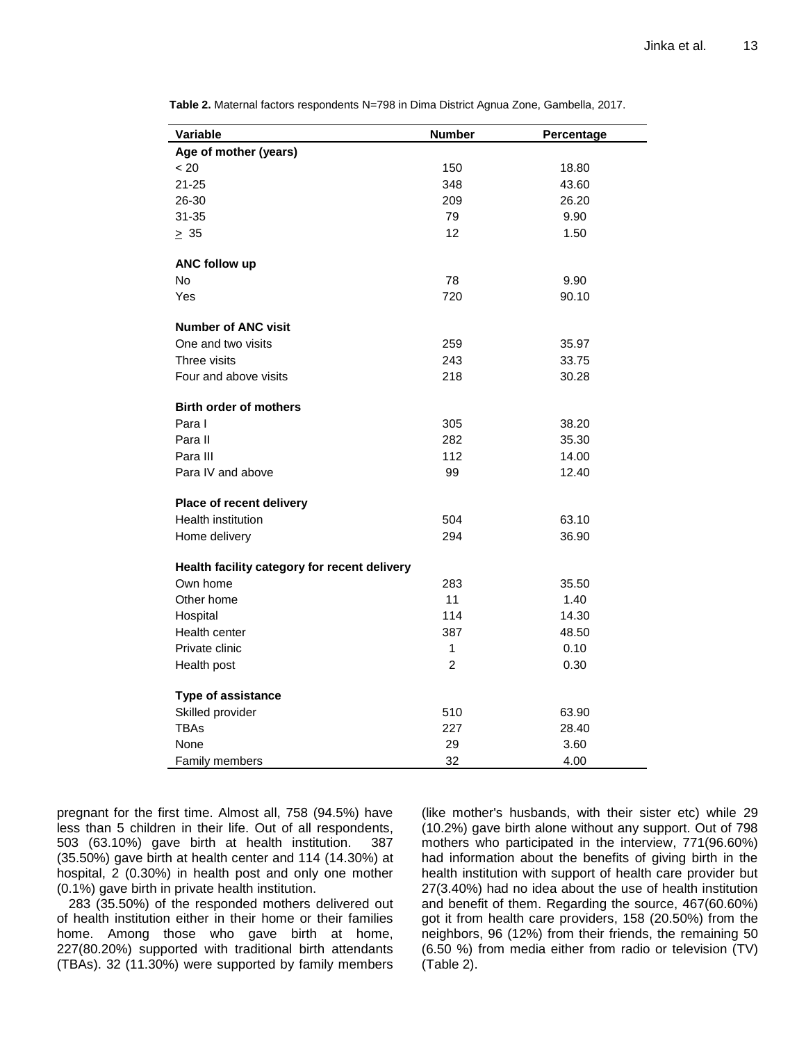**Table 2.** Maternal factors respondents N=798 in Dima District Agnua Zone, Gambella, 2017.

| Variable | Number | Percentage |
|---|---|---|
| **Age of mother (years)** | | |
| < 20 | 150 | 18.80 |
| 21-25 | 348 | 43.60 |
| 26-30 | 209 | 26.20 |
| 31-35 | 79 | 9.90 |
| ≥ 35 | 12 | 1.50 |
| **ANC follow up** | | |
| No | 78 | 9.90 |
| Yes | 720 | 90.10 |
| **Number of ANC visit** | | |
| One and two visits | 259 | 35.97 |
| Three visits | 243 | 33.75 |
| Four and above visits | 218 | 30.28 |
| **Birth order of mothers** | | |
| Para I | 305 | 38.20 |
| Para II | 282 | 35.30 |
| Para III | 112 | 14.00 |
| Para IV and above | 99 | 12.40 |
| **Place of recent delivery** | | |
| Health institution | 504 | 63.10 |
| Home delivery | 294 | 36.90 |
| **Health facility category for recent delivery** | | |
| Own home | 283 | 35.50 |
| Other home | 11 | 1.40 |
| Hospital | 114 | 14.30 |
| Health center | 387 | 48.50 |
| Private clinic | 1 | 0.10 |
| Health post | 2 | 0.30 |
| **Type of assistance** | | |
| Skilled provider | 510 | 63.90 |
| TBAs | 227 | 28.40 |
| None | 29 | 3.60 |
| Family members | 32 | 4.00 |

pregnant for the first time. Almost all, 758 (94.5%) have less than 5 children in their life. Out of all respondents, 503 (63.10%) gave birth at health institution. 387 (35.50%) gave birth at health center and 114 (14.30%) at hospital, 2 (0.30%) in health post and only one mother (0.1%) gave birth in private health institution.

283 (35.50%) of the responded mothers delivered out of health institution either in their home or their families home. Among those who gave birth at home, 227(80.20%) supported with traditional birth attendants (TBAs). 32 (11.30%) were supported by family members (like mother's husbands, with their sister etc) while 29 (10.2%) gave birth alone without any support. Out of 798 mothers who participated in the interview, 771(96.60%) had information about the benefits of giving birth in the health institution with support of health care provider but 27(3.40%) had no idea about the use of health institution and benefit of them. Regarding the source, 467(60.60%) got it from health care providers, 158 (20.50%) from the neighbors, 96 (12%) from their friends, the remaining 50 (6.50 %) from media either from radio or television (TV) (Table 2).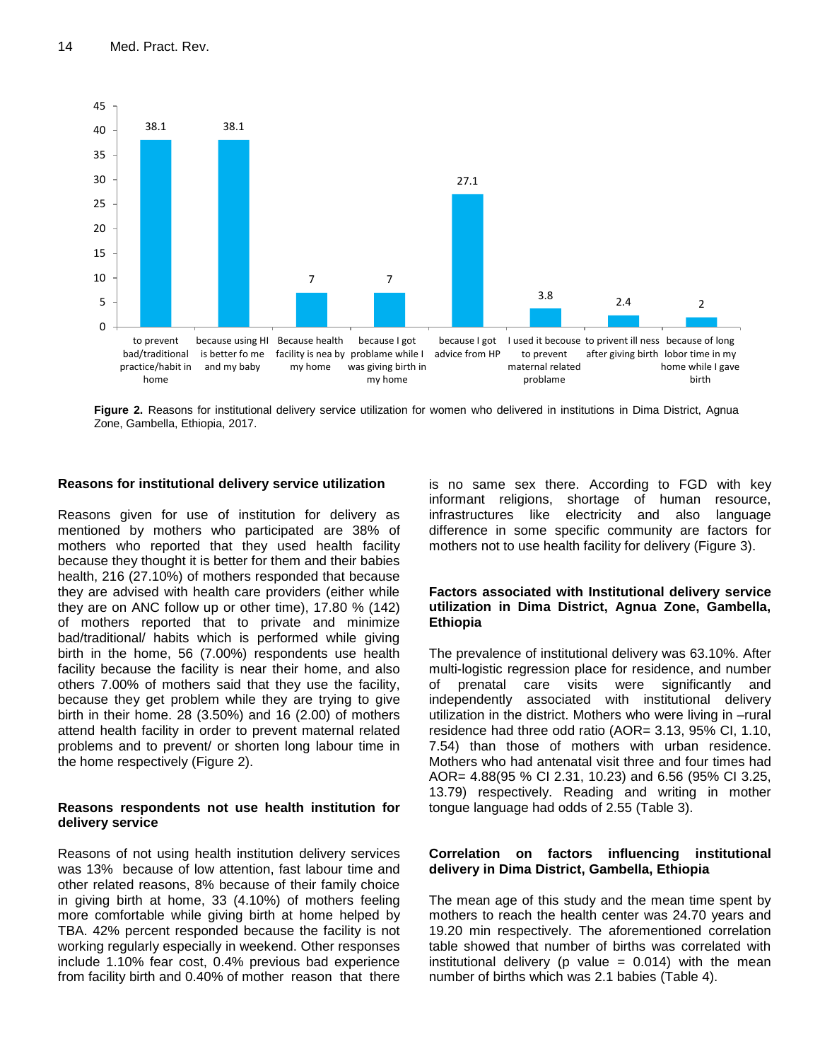Figure 2. Reasons for institutional delivery service utilization for women who delivered in institutions in Dima District, Agnua Zone, Gambella, Ethiopia, 2017.

**Reasons for institutional delivery service utilization**

Reasons given for use of institution for delivery as mentioned by mothers who participated are 38% of mothers who reported that they used health facility because they thought it is better for them and their babies health, 216 (27.10%) of mothers responded that because they are advised with health care providers (either while they are on ANC follow up or other time), 17.80 % (142) of mothers reported that to private and minimize bad/traditional/ habits which is performed while giving birth in the home, 56 (7.00%) respondents use health facility because the facility is near their home, and also others 7.00% of mothers said that they use the facility, because they get problem while they are trying to give birth in their home. 28 (3.50%) and 16 (2.00) of mothers attend health facility in order to prevent maternal related problems and to prevent/ or shorten long labour time in the home respectively (Figure 2).

**Reasons respondents not use health institution for delivery service**

Reasons of not using health institution delivery services was 13% because of low attention, fast labour time and other related reasons, 8% because of their family choice in giving birth at home, 33 (4.10%) of mothers feeling more comfortable while giving birth at home helped by TBA. 42% percent responded because the facility is not working regularly especially in weekend. Other responses include 1.10% fear cost, 0.4% previous bad experience from facility birth and 0.40% of mother reason that there is no same sex there. According to FGD with key informant religions, shortage of human resource, infrastructures like electricity and also language difference in some specific community are factors for mothers not to use health facility for delivery (Figure 3).

**Factors associated with Institutional delivery service utilization in Dima District, Agnua Zone, Gambella, Ethiopia**

The prevalence of institutional delivery was 63.10%. After multi-logistic regression place for residence, and number of prenatal care visits were significantly and independently associated with institutional delivery utilization in the district. Mothers who were living in –rural residence had three odd ratio (AOR= 3.13, 95% CI, 1.10, 7.54) than those of mothers with urban residence. Mothers who had antenatal visit three and four times had AOR= 4.88(95 % CI 2.31, 10.23) and 6.56 (95% CI 3.25, 13.79) respectively. Reading and writing in mother tongue language had odds of 2.55 (Table 3).

**Correlation on factors influencing institutional delivery in Dima District, Gambella, Ethiopia**

The mean age of this study and the mean time spent by mothers to reach the health center was 24.70 years and 19.20 min respectively. The aforementioned correlation table showed that number of births was correlated with institutional delivery (p value = 0.014) with the mean number of births which was 2.1 babies (Table 4).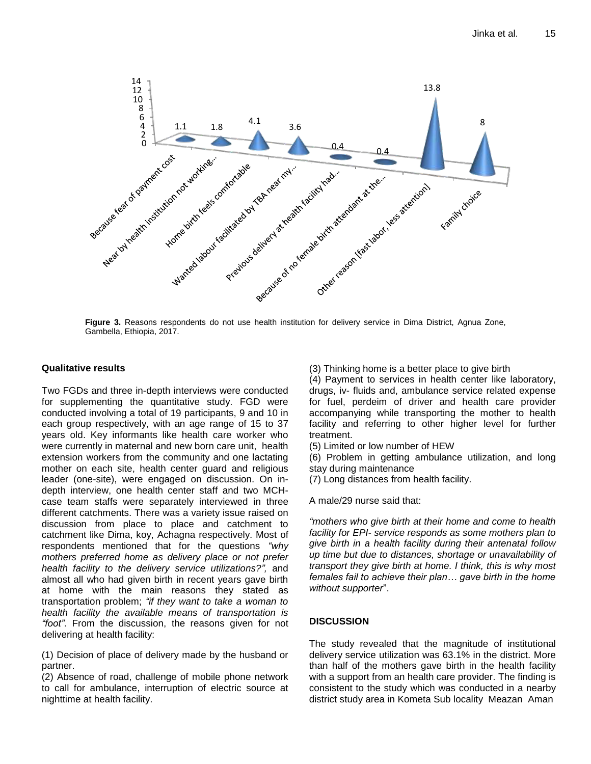**Figure 3.** Reasons respondents do not use health institution for delivery service in Dima District, Agnua Zone, Gambella, Ethiopia, 2017.

### Qualitative results

Two FGDs and three in-depth interviews were conducted for supplementing the quantitative study. FGD were conducted involving a total of 19 participants, 9 and 10 in each group respectively, with an age range of 15 to 37 years old. Key informants like health care worker who were currently in maternal and new born care unit, health extension workers from the community and one lactating mother on each site, health center guard and religious leader (one-site), were engaged on discussion. On in-depth interview, one health center staff and two MCH-case team staffs were separately interviewed in three different catchments. There was a variety issue raised on discussion from place to place and catchment to catchment like Dima, koy, Achagna respectively. Most of respondents mentioned that for the questions *"why mothers preferred home as delivery place or not prefer health facility to the delivery service utilizations?",* and almost all who had given birth in recent years gave birth at home with the main reasons they stated as transportation problem; *"if they want to take a woman to health facility the available means of transportation is "foot"*. From the discussion, the reasons given for not delivering at health facility:

(1) Decision of place of delivery made by the husband or partner.
(2) Absence of road, challenge of mobile phone network to call for ambulance, interruption of electric source at nighttime at health facility.
(3) Thinking home is a better place to give birth
(4) Payment to services in health center like laboratory, drugs, iv- fluids and, ambulance service related expense for fuel, perdeim of driver and health care provider accompanying while transporting the mother to health facility and referring to other higher level for further treatment.
(5) Limited or low number of HEW
(6) Problem in getting ambulance utilization, and long stay during maintenance
(7) Long distances from health facility.

A male/29 nurse said that:

*"mothers who give birth at their home and come to health facility for EPI- service responds as some mothers plan to give birth in a health facility during their antenatal follow up time but due to distances, shortage or unavailability of transport they give birth at home. I think, this is why most females fail to achieve their plan… gave birth in the home without supporter*".

## DISCUSSION

The study revealed that the magnitude of institutional delivery service utilization was 63.1% in the district. More than half of the mothers gave birth in the health facility with a support from an health care provider. The finding is consistent to the study which was conducted in a nearby district study area in Kometa Sub locality Meazan Aman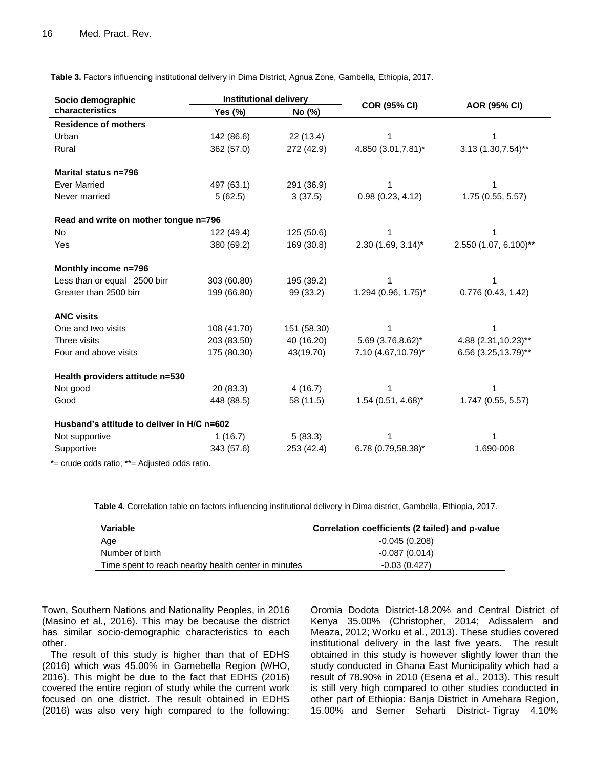**Table 3.** Factors influencing institutional delivery in Dima District, Agnua Zone, Gambella, Ethiopia, 2017.

| Socio demographic characteristics | Institutional delivery | | COR (95% CI) | AOR (95% CI) |
|---|---|---|---|---|
| | Yes (%) | No (%) | | |
| **Residence of mothers** | | | | |
| Urban | 142 (86.6) | 22 (13.4) | 1 | 1 |
| Rural | 362 (57.0) | 272 (42.9) | 4.850 (3.01,7.81)* | 3.13 (1.30,7.54)** |
| **Marital status n=796** | | | | |
| Ever Married | 497 (63.1) | 291 (36.9) | 1 | 1 |
| Never married | 5 (62.5) | 3 (37.5) | 0.98 (0.23, 4.12) | 1.75 (0.55, 5.57) |
| **Read and write on mother tongue n=796** | | | | |
| No | 122 (49.4) | 125 (50.6) | 1 | 1 |
| Yes | 380 (69.2) | 169 (30.8) | 2.30 (1.69, 3.14)* | 2.550 (1.07, 6.100)** |
| **Monthly income n=796** | | | | |
| Less than or equal 2500 birr | 303 (60.80) | 195 (39.2) | 1 | 1 |
| Greater than 2500 birr | 199 (66.80) | 99 (33.2) | 1.294 (0.96, 1.75)* | 0.776 (0.43, 1.42) |
| **ANC visits** | | | | |
| One and two visits | 108 (41.70) | 151 (58.30) | 1 | 1 |
| Three visits | 203 (83.50) | 40 (16.20) | 5.69 (3.76,8.62)* | 4.88 (2.31,10.23)** |
| Four and above visits | 175 (80.30) | 43(19.70) | 7.10 (4.67,10.79)* | 6.56 (3.25,13.79)** |
| **Health providers attitude n=530** | | | | |
| Not good | 20 (83.3) | 4 (16.7) | 1 | 1 |
| Good | 448 (88.5) | 58 (11.5) | 1.54 (0.51, 4.68)* | 1.747 (0.55, 5.57) |
| **Husband's attitude to deliver in H/C n=602** | | | | |
| Not supportive | 1 (16.7) | 5 (83.3) | 1 | 1 |
| Supportive | 343 (57.6) | 253 (42.4) | 6.78 (0.79,58.38)* | 1.690-008 |

*= crude odds ratio; **= Adjusted odds ratio.

**Table 4.** Correlation table on factors influencing institutional delivery in Dima district, Gambella, Ethiopia, 2017.

| Variable | Correlation coefficients (2 tailed) and p-value |
|---|---|
| Age | -0.045 (0.208) |
| Number of birth | -0.087 (0.014) |
| Time spent to reach nearby health center in minutes | -0.03 (0.427) |

Town, Southern Nations and Nationality Peoples, in 2016 (Masino et al., 2016). This may be because the district has similar socio-demographic characteristics to each other.

The result of this study is higher than that of EDHS (2016) which was 45.00% in Gamebella Region (WHO, 2016). This might be due to the fact that EDHS (2016) covered the entire region of study while the current work focused on one district. The result obtained in EDHS (2016) was also very high compared to the following: Oromia Dodota District-18.20% and Central District of Kenya 35.00% (Christopher, 2014; Adissalem and Meaza, 2012; Worku et al., 2013). These studies covered institutional delivery in the last five years. The result obtained in this study is however slightly lower than the study conducted in Ghana East Municipality which had a result of 78.90% in 2010 (Esena et al., 2013). This result is still very high compared to other studies conducted in other part of Ethiopia: Banja District in Amehara Region, 15.00% and Semer Seharti District- Tigray 4.10%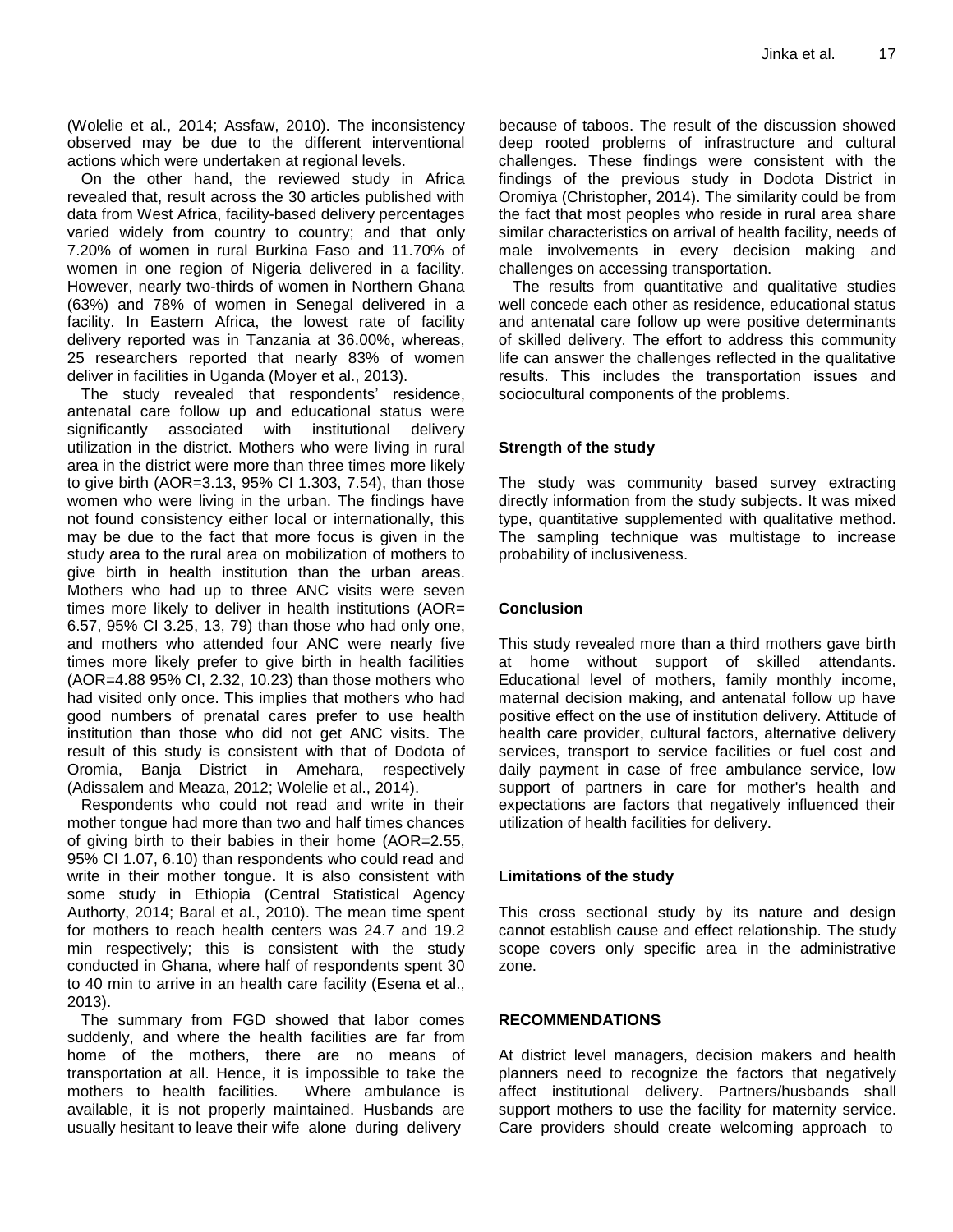(Wolelie et al., 2014; Assfaw, 2010). The inconsistency observed may be due to the different interventional actions which were undertaken at regional levels.

On the other hand, the reviewed study in Africa revealed that, result across the 30 articles published with data from West Africa, facility-based delivery percentages varied widely from country to country; and that only 7.20% of women in rural Burkina Faso and 11.70% of women in one region of Nigeria delivered in a facility. However, nearly two-thirds of women in Northern Ghana (63%) and 78% of women in Senegal delivered in a facility. In Eastern Africa, the lowest rate of facility delivery reported was in Tanzania at 36.00%, whereas, 25 researchers reported that nearly 83% of women deliver in facilities in Uganda (Moyer et al., 2013).

The study revealed that respondents' residence, antenatal care follow up and educational status were significantly associated with institutional delivery utilization in the district. Mothers who were living in rural area in the district were more than three times more likely to give birth (AOR=3.13, 95% CI 1.303, 7.54), than those women who were living in the urban. The findings have not found consistency either local or internationally, this may be due to the fact that more focus is given in the study area to the rural area on mobilization of mothers to give birth in health institution than the urban areas. Mothers who had up to three ANC visits were seven times more likely to deliver in health institutions (AOR= 6.57, 95% CI 3.25, 13, 79) than those who had only one, and mothers who attended four ANC were nearly five times more likely prefer to give birth in health facilities (AOR=4.88 95% CI, 2.32, 10.23) than those mothers who had visited only once. This implies that mothers who had good numbers of prenatal cares prefer to use health institution than those who did not get ANC visits. The result of this study is consistent with that of Dodota of Oromia, Banja District in Amehara, respectively (Adissalem and Meaza, 2012; Wolelie et al., 2014).

Respondents who could not read and write in their mother tongue had more than two and half times chances of giving birth to their babies in their home (AOR=2.55, 95% CI 1.07, 6.10) than respondents who could read and write in their mother tongue**.** It is also consistent with some study in Ethiopia (Central Statistical Agency Authorty, 2014; Baral et al., 2010). The mean time spent for mothers to reach health centers was 24.7 and 19.2 min respectively; this is consistent with the study conducted in Ghana, where half of respondents spent 30 to 40 min to arrive in an health care facility (Esena et al., 2013).

The summary from FGD showed that labor comes suddenly, and where the health facilities are far from home of the mothers, there are no means of transportation at all. Hence, it is impossible to take the mothers to health facilities. Where ambulance is available, it is not properly maintained. Husbands are usually hesitant to leave their wife alone during delivery because of taboos. The result of the discussion showed deep rooted problems of infrastructure and cultural challenges. These findings were consistent with the findings of the previous study in Dodota District in Oromiya (Christopher, 2014). The similarity could be from the fact that most peoples who reside in rural area share similar characteristics on arrival of health facility, needs of male involvements in every decision making and challenges on accessing transportation.

The results from quantitative and qualitative studies well concede each other as residence, educational status and antenatal care follow up were positive determinants of skilled delivery. The effort to address this community life can answer the challenges reflected in the qualitative results. This includes the transportation issues and sociocultural components of the problems.

## Strength of the study

The study was community based survey extracting directly information from the study subjects. It was mixed type, quantitative supplemented with qualitative method. The sampling technique was multistage to increase probability of inclusiveness.

## Conclusion

This study revealed more than a third mothers gave birth at home without support of skilled attendants. Educational level of mothers, family monthly income, maternal decision making, and antenatal follow up have positive effect on the use of institution delivery. Attitude of health care provider, cultural factors, alternative delivery services, transport to service facilities or fuel cost and daily payment in case of free ambulance service, low support of partners in care for mother's health and expectations are factors that negatively influenced their utilization of health facilities for delivery.

## Limitations of the study

This cross sectional study by its nature and design cannot establish cause and effect relationship. The study scope covers only specific area in the administrative zone.

## RECOMMENDATIONS

At district level managers, decision makers and health planners need to recognize the factors that negatively affect institutional delivery. Partners/husbands shall support mothers to use the facility for maternity service. Care providers should create welcoming approach to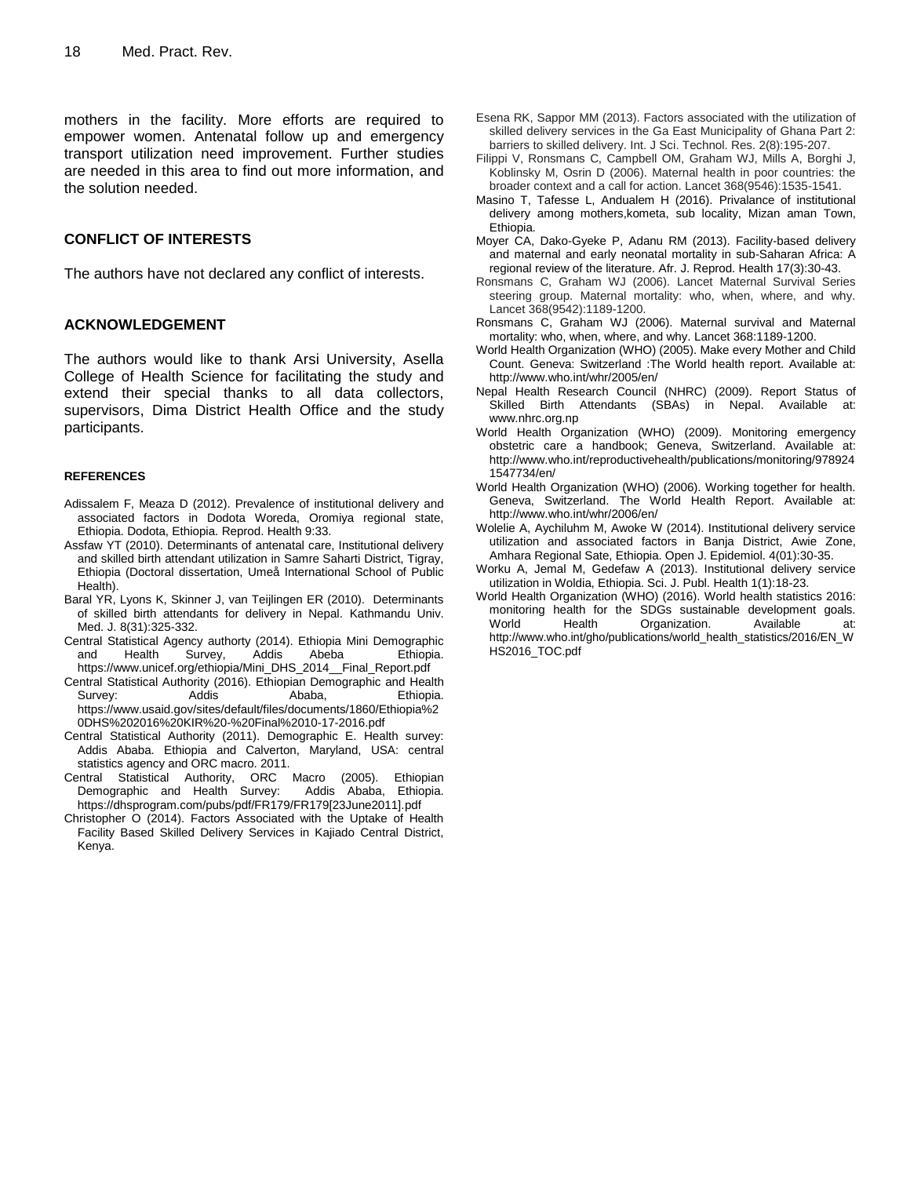mothers in the facility. More efforts are required to empower women. Antenatal follow up and emergency transport utilization need improvement. Further studies are needed in this area to find out more information, and the solution needed.

## CONFLICT OF INTERESTS

The authors have not declared any conflict of interests.

## ACKNOWLEDGEMENT

The authors would like to thank Arsi University, Asella College of Health Science for facilitating the study and extend their special thanks to all data collectors, supervisors, Dima District Health Office and the study participants.

## REFERENCES

Adissalem F, Meaza D (2012). Prevalence of institutional delivery and associated factors in Dodota Woreda, Oromiya regional state, Ethiopia. Dodota, Ethiopia. Reprod. Health 9:33.

Assfaw YT (2010). Determinants of antenatal care, Institutional delivery and skilled birth attendant utilization in Samre Saharti District, Tigray, Ethiopia (Doctoral dissertation, Umeå International School of Public Health).

Baral YR, Lyons K, Skinner J, van Teijlingen ER (2010). Determinants of skilled birth attendants for delivery in Nepal. Kathmandu Univ. Med. J. 8(31):325-332.

Central Statistical Agency authorty (2014). Ethiopia Mini Demographic and Health Survey, Addis Abeba Ethiopia. https://www.unicef.org/ethiopia/Mini_DHS_2014__Final_Report.pdf

Central Statistical Authority (2016). Ethiopian Demographic and Health Survey: Addis Ababa, Ethiopia. https://www.usaid.gov/sites/default/files/documents/1860/Ethiopia%20DHS%202016%20KIR%20-%20Final%2010-17-2016.pdf

Central Statistical Authority (2011). Demographic E. Health survey: Addis Ababa. Ethiopia and Calverton, Maryland, USA: central statistics agency and ORC macro. 2011.

Central Statistical Authority, ORC Macro (2005). Ethiopian Demographic and Health Survey: Addis Ababa, Ethiopia. https://dhsprogram.com/pubs/pdf/FR179/FR179[23June2011].pdf

Christopher O (2014). Factors Associated with the Uptake of Health Facility Based Skilled Delivery Services in Kajiado Central District, Kenya.

Esena RK, Sappor MM (2013). Factors associated with the utilization of skilled delivery services in the Ga East Municipality of Ghana Part 2: barriers to skilled delivery. Int. J Sci. Technol. Res. 2(8):195-207.

Filippi V, Ronsmans C, Campbell OM, Graham WJ, Mills A, Borghi J, Koblinsky M, Osrin D (2006). Maternal health in poor countries: the broader context and a call for action. Lancet 368(9546):1535-1541.

Masino T, Tafesse L, Andualem H (2016). Privalance of institutional delivery among mothers,kometa, sub locality, Mizan aman Town, Ethiopia.

Moyer CA, Dako-Gyeke P, Adanu RM (2013). Facility-based delivery and maternal and early neonatal mortality in sub-Saharan Africa: A regional review of the literature. Afr. J. Reprod. Health 17(3):30-43.

Ronsmans C, Graham WJ (2006). Lancet Maternal Survival Series steering group. Maternal mortality: who, when, where, and why. Lancet 368(9542):1189-1200.

Ronsmans C, Graham WJ (2006). Maternal survival and Maternal mortality: who, when, where, and why. Lancet 368:1189-1200.

World Health Organization (WHO) (2005). Make every Mother and Child Count. Geneva: Switzerland :The World health report. Available at: http://www.who.int/whr/2005/en/

Nepal Health Research Council (NHRC) (2009). Report Status of Skilled Birth Attendants (SBAs) in Nepal. Available at: www.nhrc.org.np

World Health Organization (WHO) (2009). Monitoring emergency obstetric care a handbook; Geneva, Switzerland. Available at: http://www.who.int/reproductivehealth/publications/monitoring/9789241547734/en/

World Health Organization (WHO) (2006). Working together for health. Geneva, Switzerland. The World Health Report. Available at: http://www.who.int/whr/2006/en/

Wolelie A, Aychiluhm M, Awoke W (2014). Institutional delivery service utilization and associated factors in Banja District, Awie Zone, Amhara Regional Sate, Ethiopia. Open J. Epidemiol. 4(01):30-35.

Worku A, Jemal M, Gedefaw A (2013). Institutional delivery service utilization in Woldia, Ethiopia. Sci. J. Publ. Health 1(1):18-23.

World Health Organization (WHO) (2016). World health statistics 2016: monitoring health for the SDGs sustainable development goals. World Health Organization. Available at: http://www.who.int/gho/publications/world_health_statistics/2016/EN_WHS2016_TOC.pdf